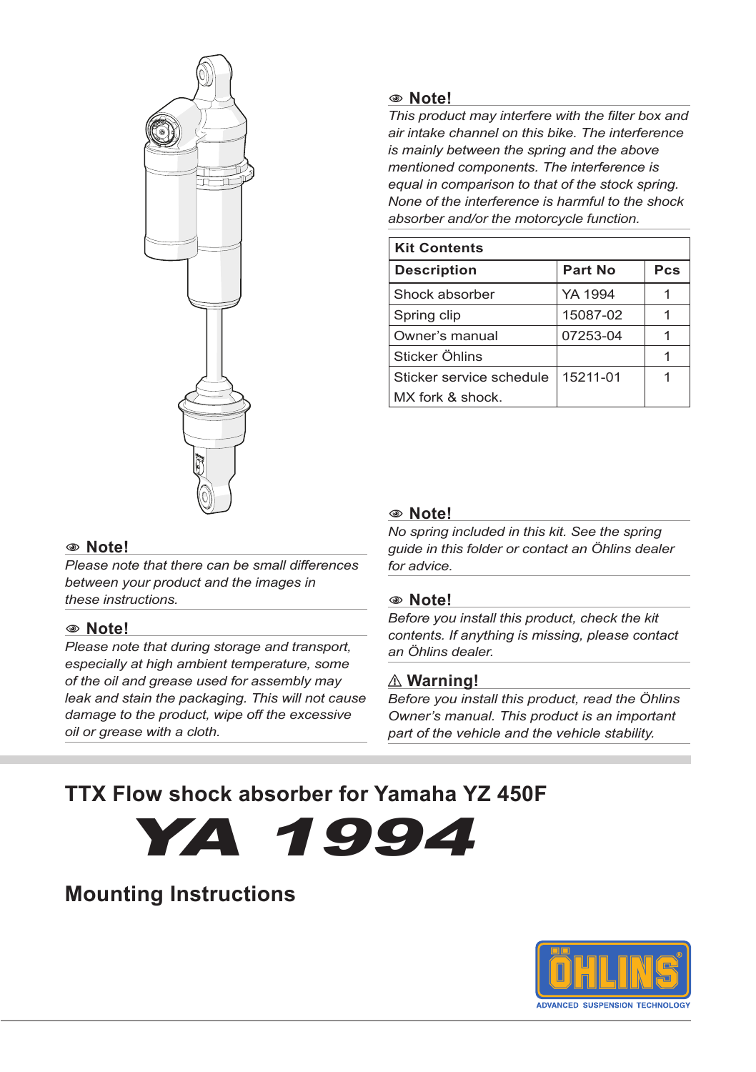### Note!

*This product may interfere with the filter box and air intake channel on this bike. The interference is mainly between the spring and the above mentioned components. The interference is equal in comparison to that of the stock spring. None of the interference is harmful to the shock absorber and/or the motorcycle function.*

**Kit Contents**

| Description | Part No | Pcs |
|---|---|---|
| Shock absorber | YA 1994 | 1 |
| Spring clip | 15087-02 | 1 |
| Owner's manual | 07253-04 | 1 |
| Sticker Öhlins | | 1 |
| Sticker service schedule MX fork & shock. | 15211-01 | 1 |

### Note!

*Please note that there can be small differences between your product and the images in these instructions.*

### Note!

*Please note that during storage and transport, especially at high ambient temperature, some of the oil and grease used for assembly may leak and stain the packaging. This will not cause damage to the product, wipe off the excessive oil or grease with a cloth.*

### Note!

*No spring included in this kit. See the spring guide in this folder or contact an Öhlins dealer for advice.*

### Note!

*Before you install this product, check the kit contents. If anything is missing, please contact an Öhlins dealer.*

### ⚠ Warning!

*Before you install this product, read the Öhlins Owner's manual. This product is an important part of the vehicle and the vehicle stability.*

## TTX Flow shock absorber for Yamaha YZ 450F

# YA 1994

## Mounting Instructions

ÖHLINS
ADVANCED SUSPENSION TECHNOLOGY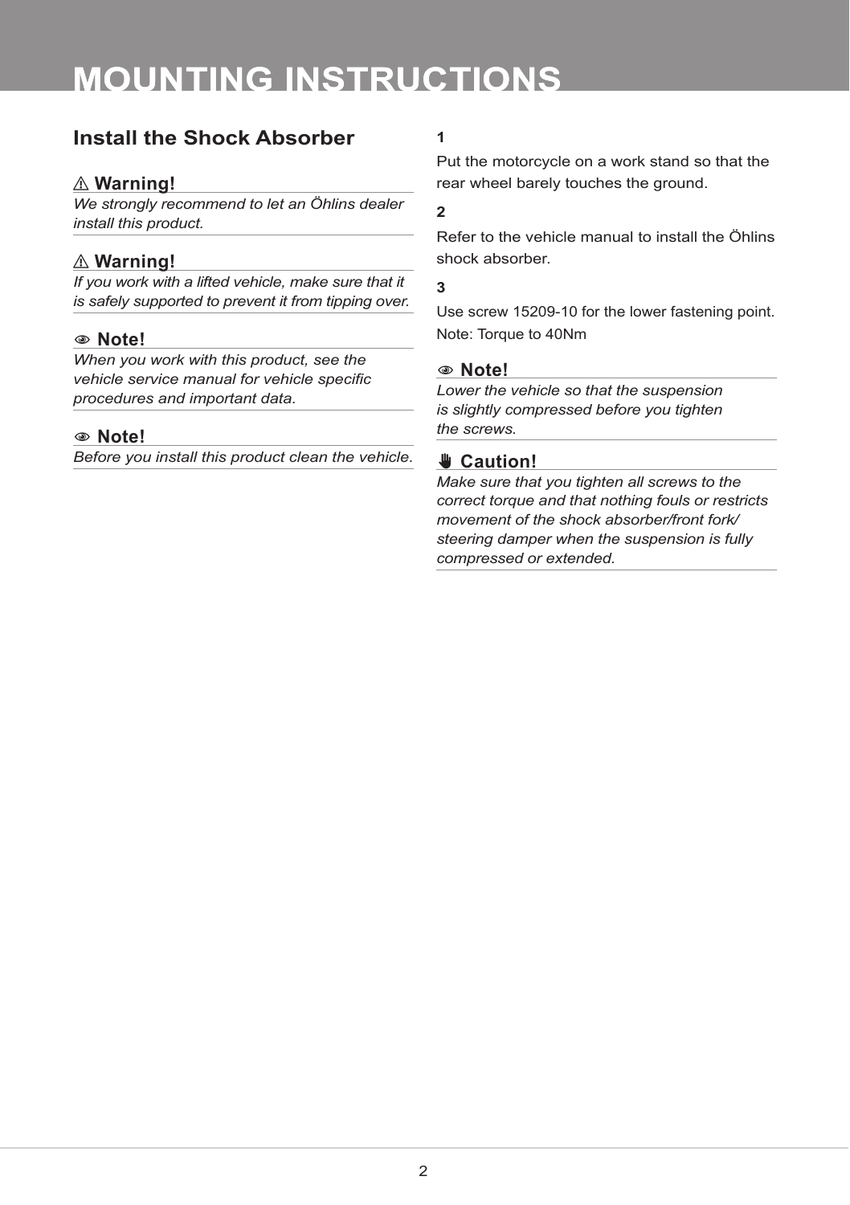# MOUNTING INSTRUCTIONS

## Install the Shock Absorber

**⚠ Warning!**

*We strongly recommend to let an Öhlins dealer install this product.*

**⚠ Warning!**

*If you work with a lifted vehicle, make sure that it is safely supported to prevent it from tipping over.*

**Note!**

*When you work with this product, see the vehicle service manual for vehicle specific procedures and important data.*

**Note!**

*Before you install this product clean the vehicle.*

**1**

Put the motorcycle on a work stand so that the rear wheel barely touches the ground.

**2**

Refer to the vehicle manual to install the Öhlins shock absorber.

**3**

Use screw 15209-10 for the lower fastening point.

Note: Torque to 40Nm

**Note!**

*Lower the vehicle so that the suspension is slightly compressed before you tighten the screws.*

**Caution!**

*Make sure that you tighten all screws to the correct torque and that nothing fouls or restricts movement of the shock absorber/front fork/ steering damper when the suspension is fully compressed or extended.*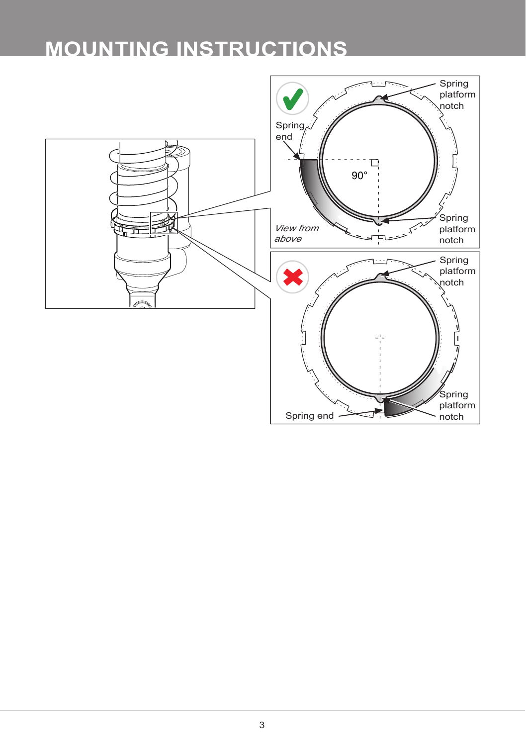# MOUNTING INSTRUCTIONS

Spring platform notch

Spring end

90°

Spring platform notch

*View from above*

Spring platform notch

Spring platform notch

Spring end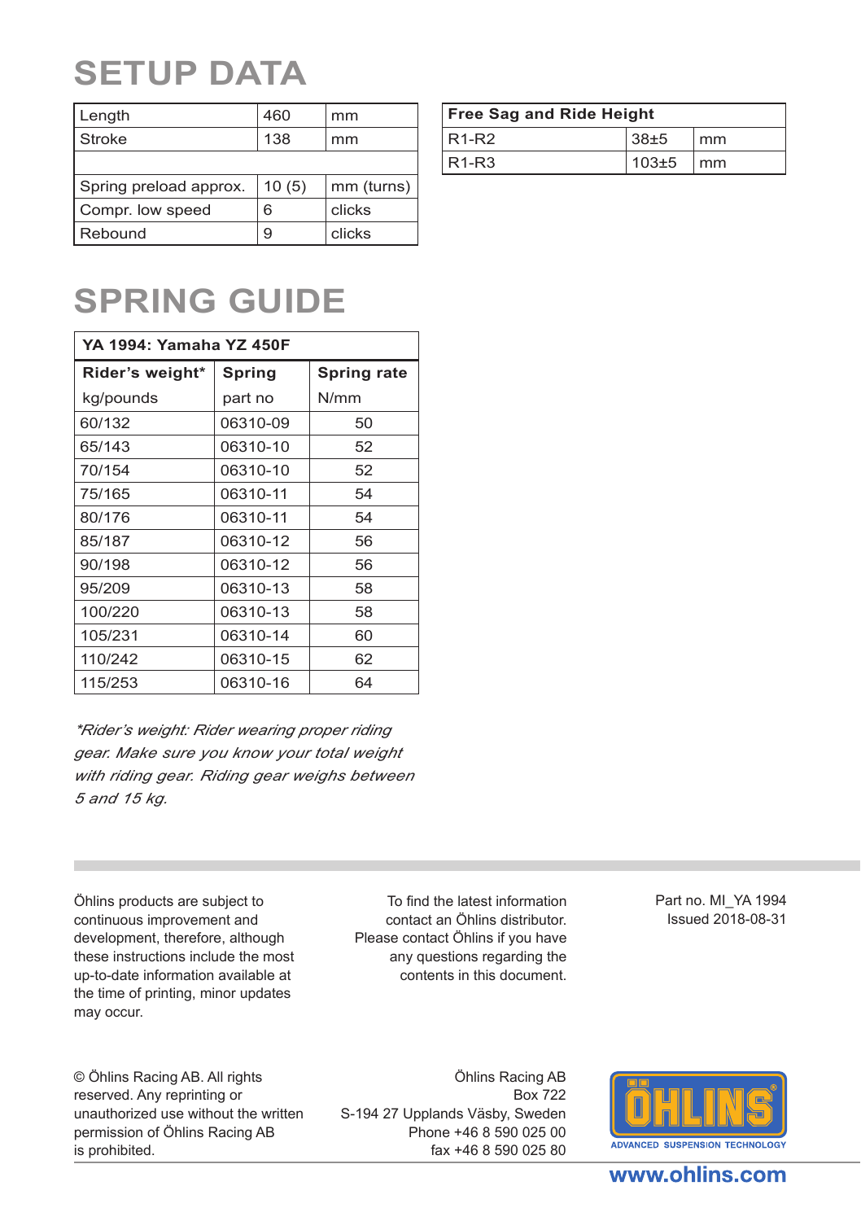# SETUP DATA

| | | |
|---|---|---|
| Length | 460 | mm |
| Stroke | 138 | mm |
| | | |
| Spring preload approx. | 10 (5) | mm (turns) |
| Compr. low speed | 6 | clicks |
| Rebound | 9 | clicks |

| Free Sag and Ride Height | | |
|---|---|---|
| R1-R2 | 38±5 | mm |
| R1-R3 | 103±5 | mm |

# SPRING GUIDE

| YA 1994: Yamaha YZ 450F | | |
|---|---|---|
| **Rider's weight*** kg/pounds | **Spring** part no | **Spring rate** N/mm |
| 60/132 | 06310-09 | 50 |
| 65/143 | 06310-10 | 52 |
| 70/154 | 06310-10 | 52 |
| 75/165 | 06310-11 | 54 |
| 80/176 | 06310-11 | 54 |
| 85/187 | 06310-12 | 56 |
| 90/198 | 06310-12 | 56 |
| 95/209 | 06310-13 | 58 |
| 100/220 | 06310-13 | 58 |
| 105/231 | 06310-14 | 60 |
| 110/242 | 06310-15 | 62 |
| 115/253 | 06310-16 | 64 |

*\*Rider's weight: Rider wearing proper riding gear. Make sure you know your total weight with riding gear. Riding gear weighs between 5 and 15 kg.*

Öhlins products are subject to continuous improvement and development, therefore, although these instructions include the most up-to-date information available at the time of printing, minor updates may occur.

To find the latest information contact an Öhlins distributor. Please contact Öhlins if you have any questions regarding the contents in this document.

Part no. MI_YA 1994
Issued 2018-08-31

© Öhlins Racing AB. All rights reserved. Any reprinting or unauthorized use without the written permission of Öhlins Racing AB is prohibited.

Öhlins Racing AB
Box 722
S-194 27 Upplands Väsby, Sweden
Phone +46 8 590 025 00
fax +46 8 590 025 80

ÖHLINS
ADVANCED SUSPENSION TECHNOLOGY

www.ohlins.com